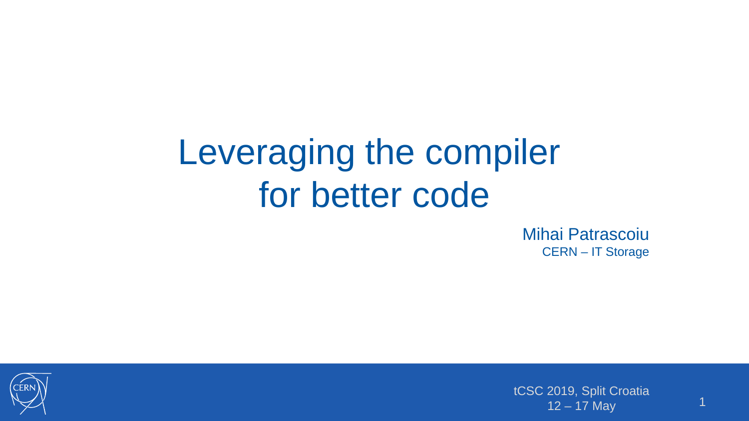# Leveraging the compiler for better code

Mihai Patrascoiu

CERN – IT Storage

tCSC 2019, Split Croatia
12 – 17 May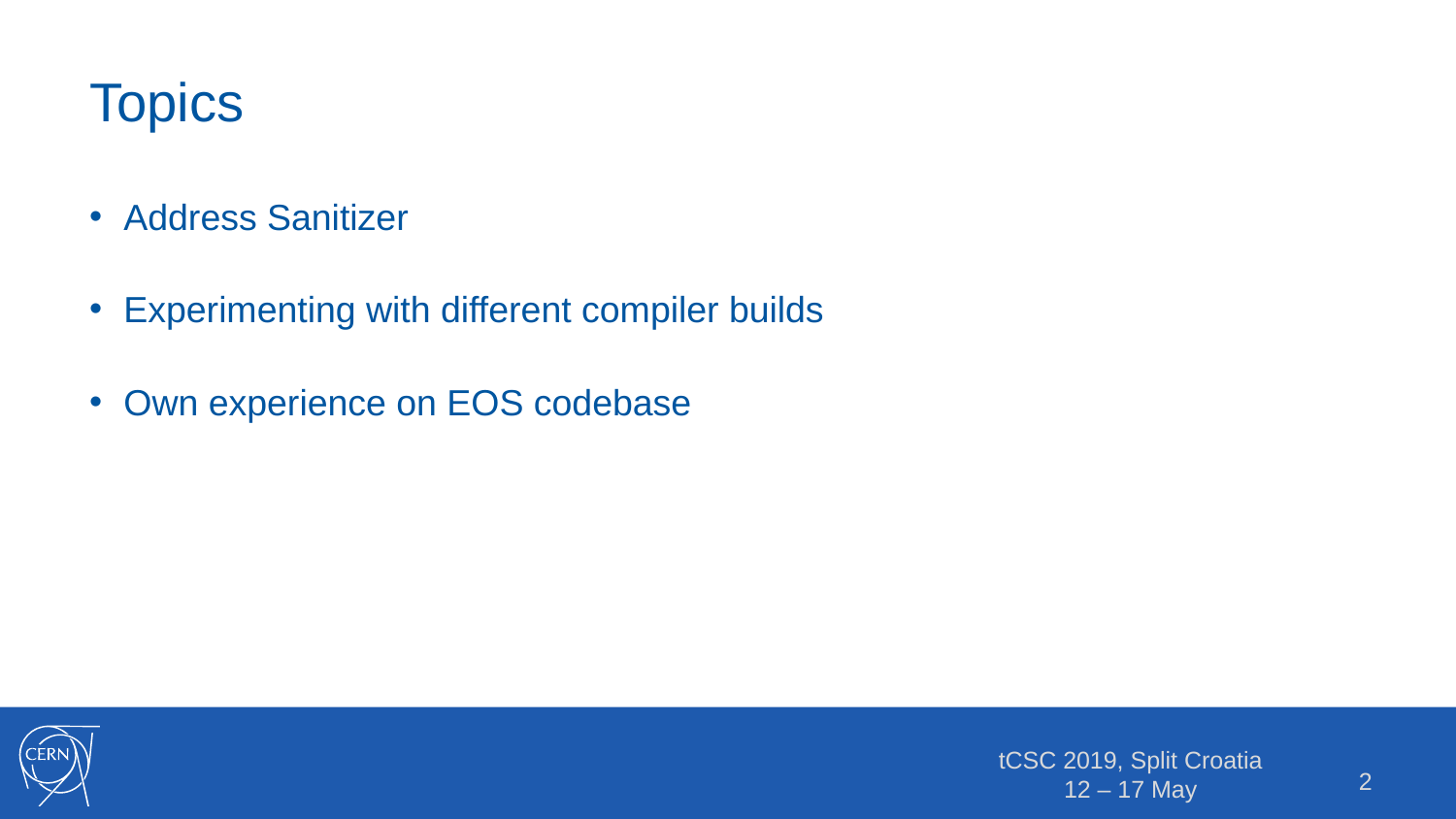# Topics

- Address Sanitizer
- Experimenting with different compiler builds
- Own experience on EOS codebase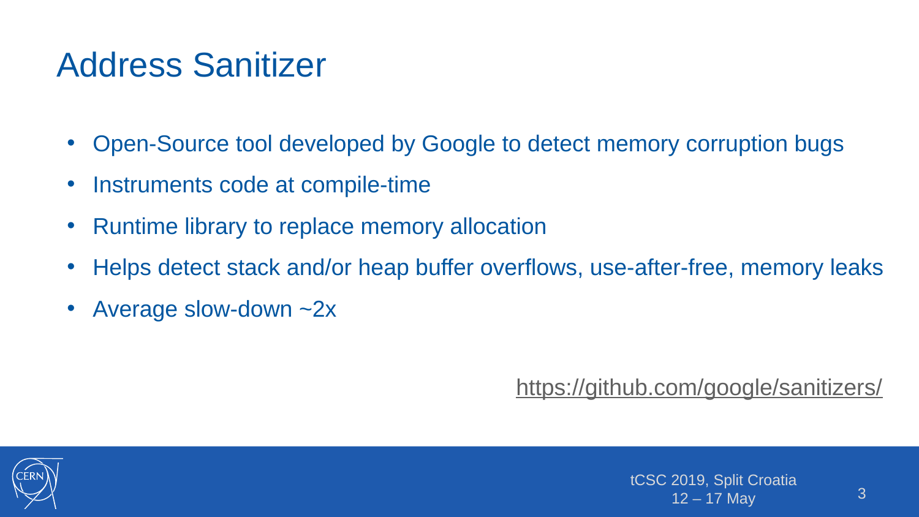# Address Sanitizer

- Open-Source tool developed by Google to detect memory corruption bugs
- Instruments code at compile-time
- Runtime library to replace memory allocation
- Helps detect stack and/or heap buffer overflows, use-after-free, memory leaks
- Average slow-down ~2x

https://github.com/google/sanitizers/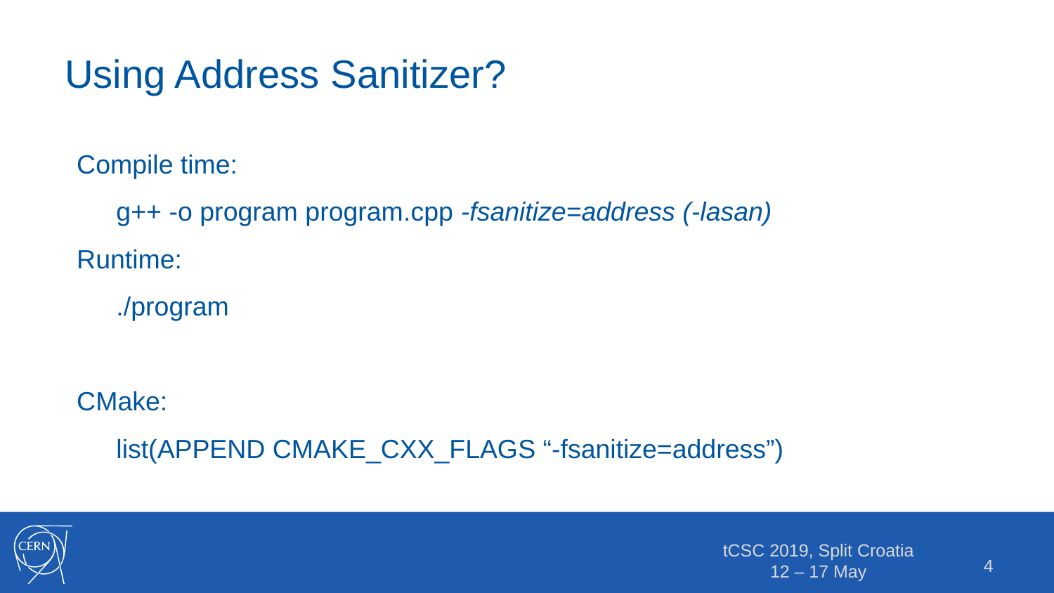# Using Address Sanitizer?

Compile time:

g++ -o program program.cpp *-fsanitize=address (-lasan)*

Runtime:

./program

CMake:

list(APPEND CMAKE_CXX_FLAGS “-fsanitize=address”)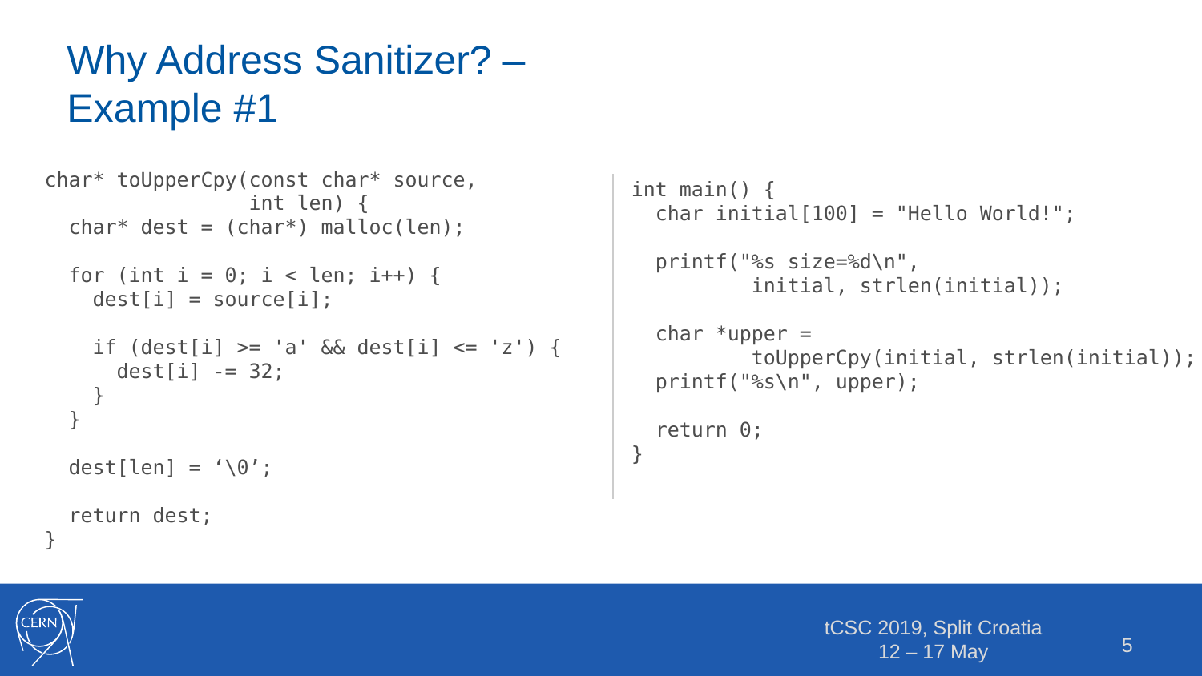# Why Address Sanitizer? – Example #1

```c
char* toUpperCpy(const char* source,
                 int len) {
  char* dest = (char*) malloc(len);

  for (int i = 0; i < len; i++) {
    dest[i] = source[i];

    if (dest[i] >= 'a' && dest[i] <= 'z') {
      dest[i] -= 32;
    }
  }

  dest[len] = ‘\0’;

  return dest;
}
```

```c
int main() {
  char initial[100] = "Hello World!";

  printf("%s size=%d\n",
          initial, strlen(initial));

  char *upper =
          toUpperCpy(initial, strlen(initial));
  printf("%s\n", upper);

  return 0;
}
```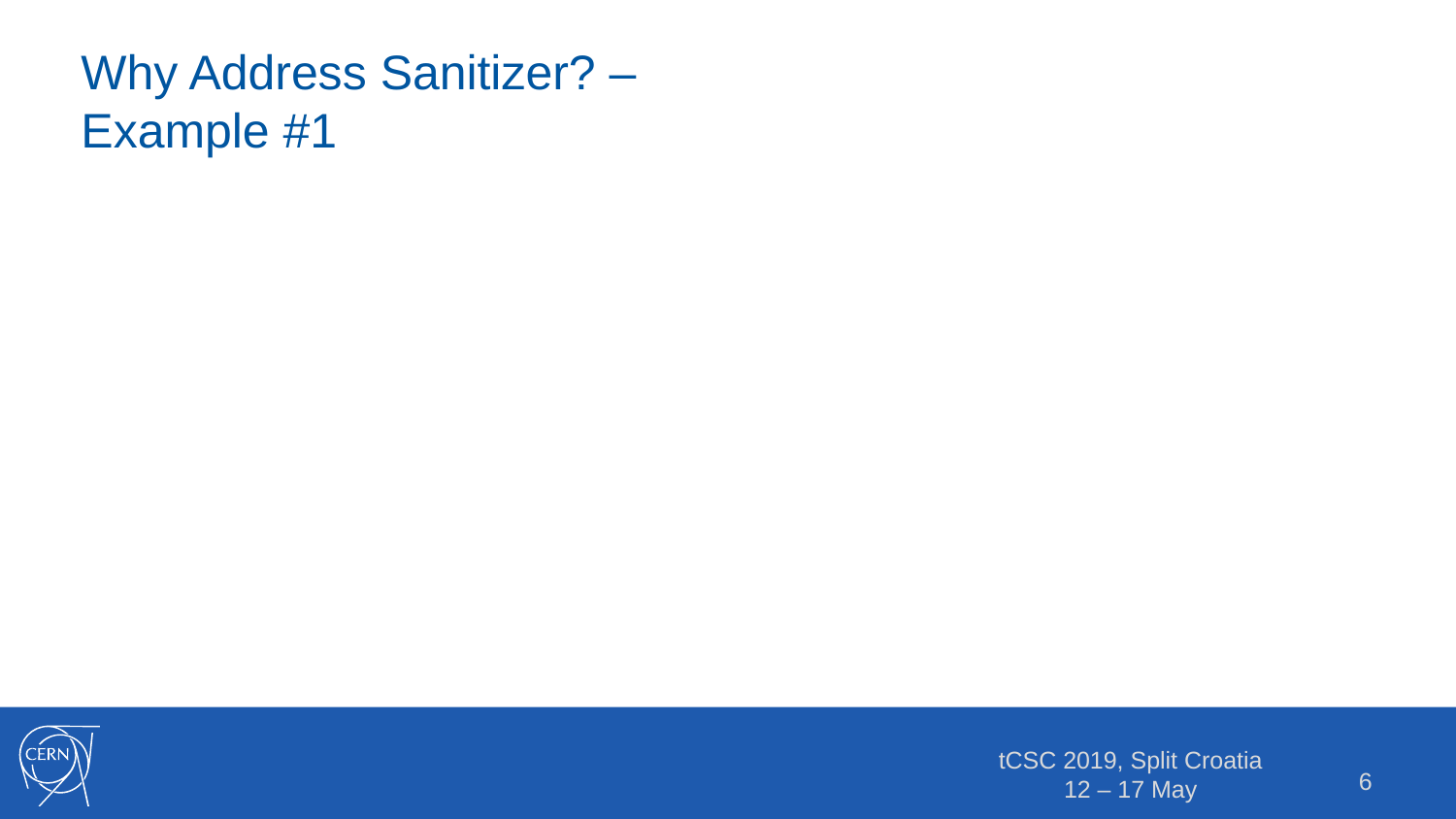# Why Address Sanitizer? – Example #1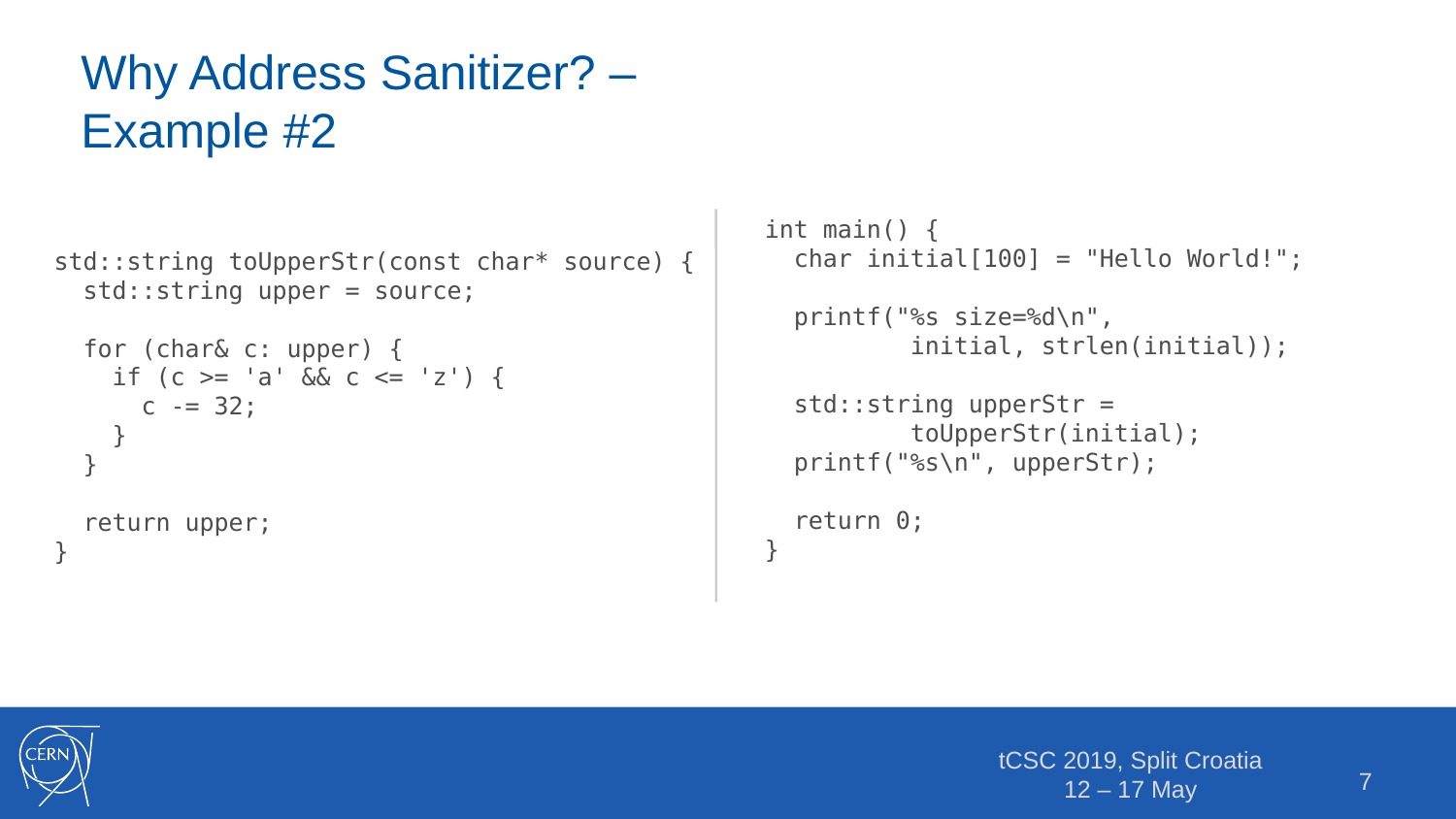# Why Address Sanitizer? – Example #2

```
std::string toUpperStr(const char* source) {
  std::string upper = source;

  for (char& c: upper) {
    if (c >= 'a' && c <= 'z') {
      c -= 32;
    }
  }

  return upper;
}
```

```
int main() {
  char initial[100] = "Hello World!";

  printf("%s size=%d\n",
          initial, strlen(initial));

  std::string upperStr =
          toUpperStr(initial);
  printf("%s\n", upperStr);

  return 0;
}
```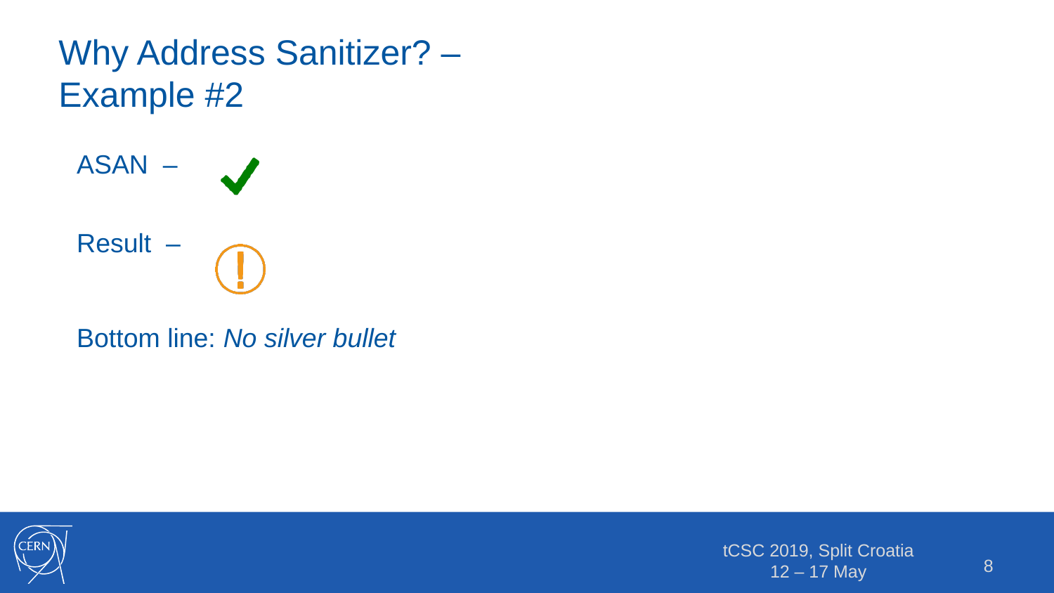# Why Address Sanitizer? – Example #2

ASAN –

Result –

Bottom line: *No silver bullet*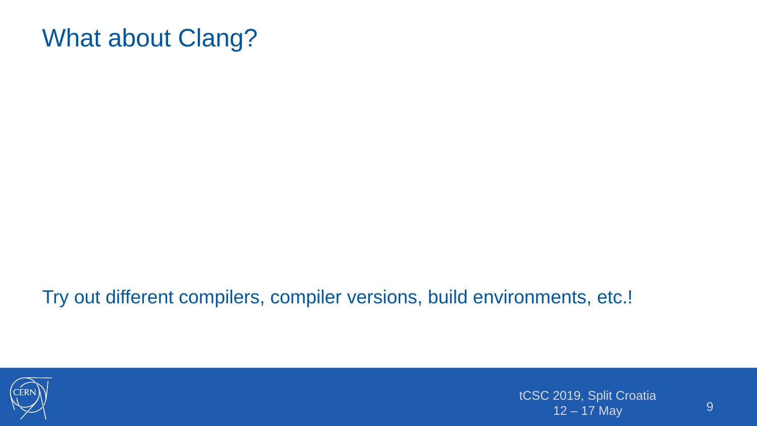# What about Clang?

Try out different compilers, compiler versions, build environments, etc.!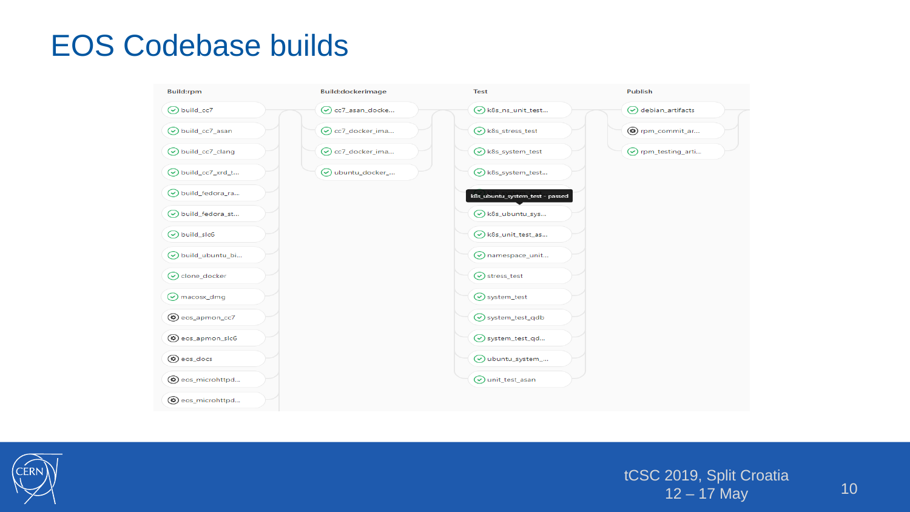# EOS Codebase builds

| Build:rpm | Build:dockerimage | Test | Publish |
|---|---|---|---|
| build_cc7 | cc7_asan_docke... | k8s_ns_unit_test... | debian_artifacts |
| build_cc7_asan | cc7_docker_ima... | k8s_stress_test | rpm_commit_ar... |
| build_cc7_clang | cc7_docker_ima... | k8s_system_test | rpm_testing_arti... |
| build_cc7_xrd_t... | ubuntu_docker_... | k8s_system_test... | |
| build_fedora_ra... | | k8s_ubuntu_system_test - passed | |
| build_fedora_st... | | k8s_ubuntu_sys... | |
| build_slc6 | | k8s_unit_test_as... | |
| build_ubuntu_bi... | | namespace_unit... | |
| clone_docker | | stress_test | |
| macosx_dmg | | system_test | |
| eos_apmon_cc7 | | system_test_qdb | |
| eos_apmon_slc6 | | system_test_qd... | |
| eos_docs | | ubuntu_system_... | |
| eos_microhttpd... | | unit_test_asan | |
| eos_microhttpd... | | | |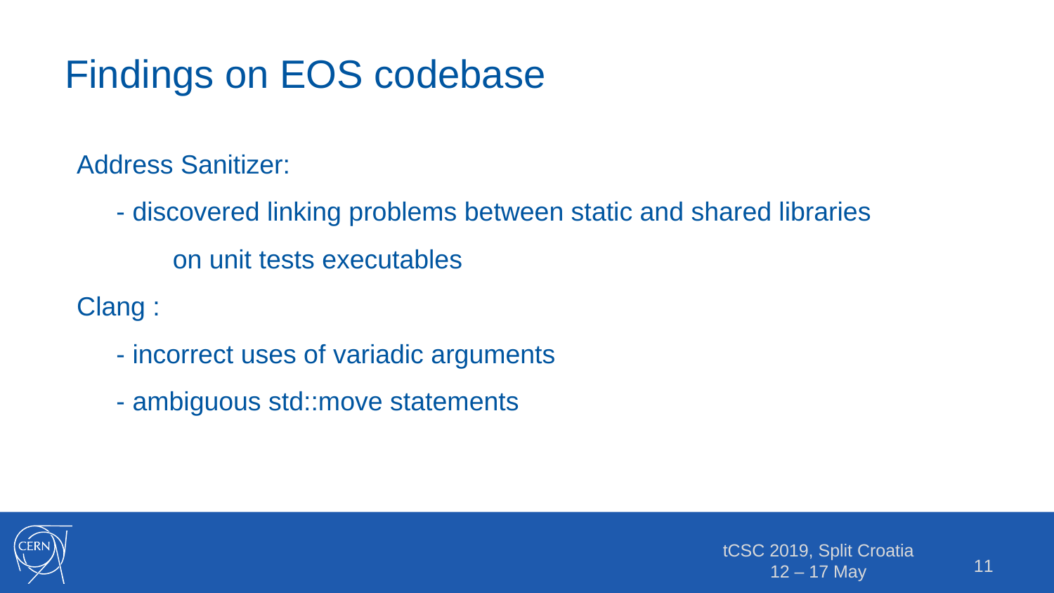# Findings on EOS codebase

Address Sanitizer:

- discovered linking problems between static and shared libraries on unit tests executables

Clang :

- incorrect uses of variadic arguments
- ambiguous std::move statements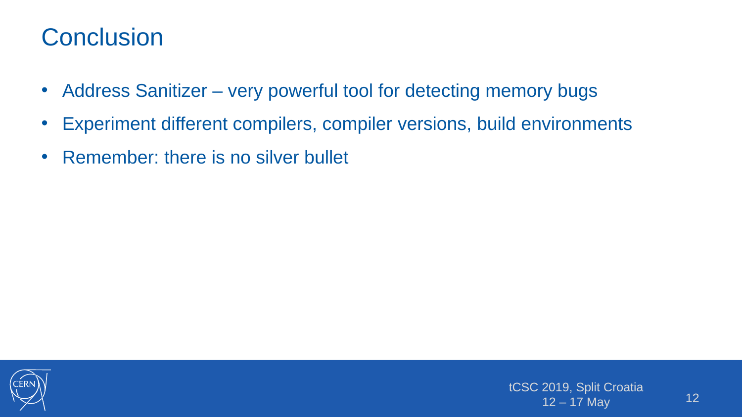# Conclusion

- Address Sanitizer – very powerful tool for detecting memory bugs
- Experiment different compilers, compiler versions, build environments
- Remember: there is no silver bullet